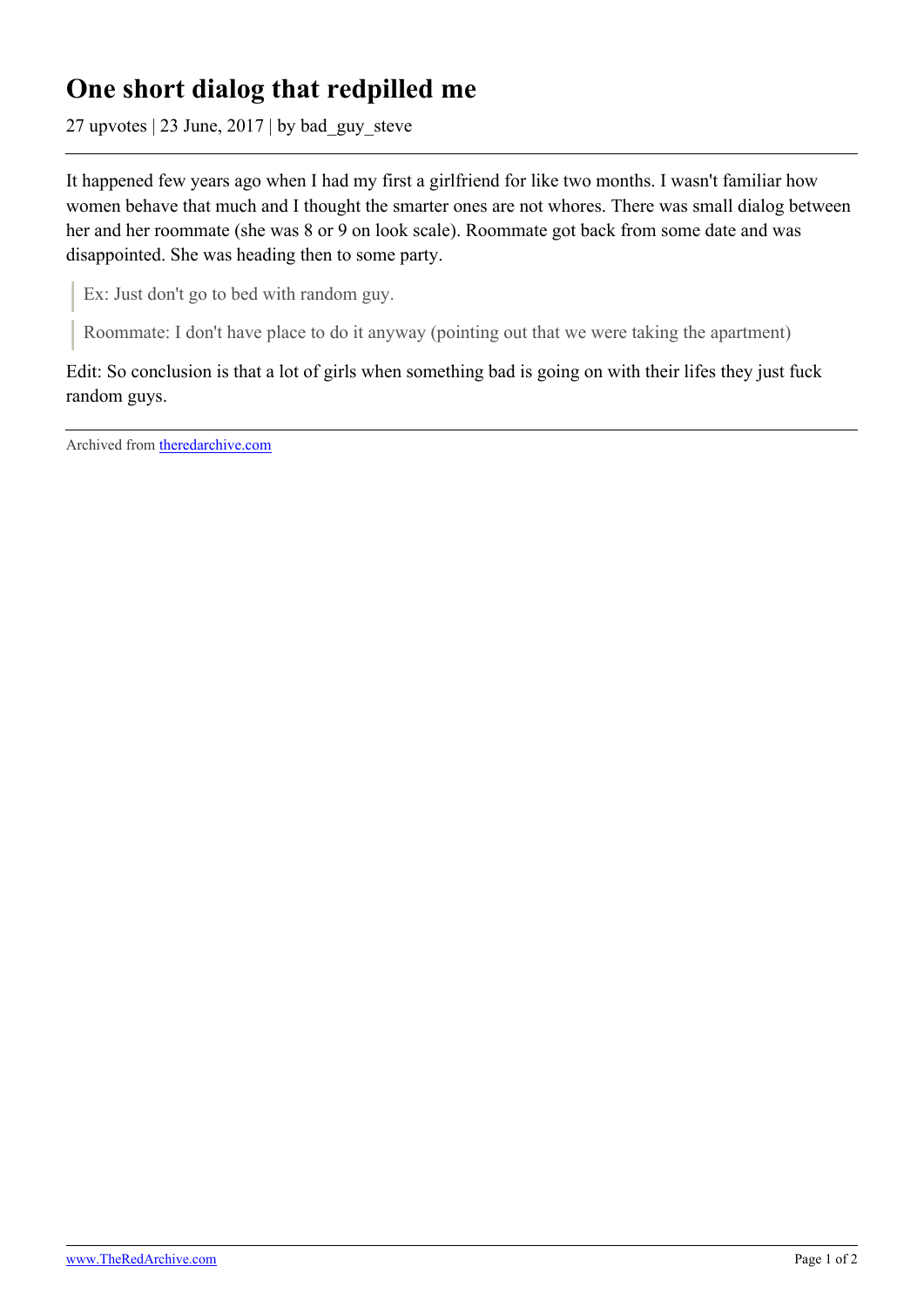# One short dialog that redpilled me

27 upvotes | 23 June, 2017 | by bad_guy_steve

It happened few years ago when I had my first a girlfriend for like two months. I wasn't familiar how women behave that much and I thought the smarter ones are not whores. There was small dialog between her and her roommate (she was 8 or 9 on look scale). Roommate got back from some date and was disappointed. She was heading then to some party.

> Ex: Just don't go to bed with random guy.

> Roommate: I don't have place to do it anyway (pointing out that we were taking the apartment)

Edit: So conclusion is that a lot of girls when something bad is going on with their lifes they just fuck random guys.

Archived from [theredarchive.com](https://theredarchive.com)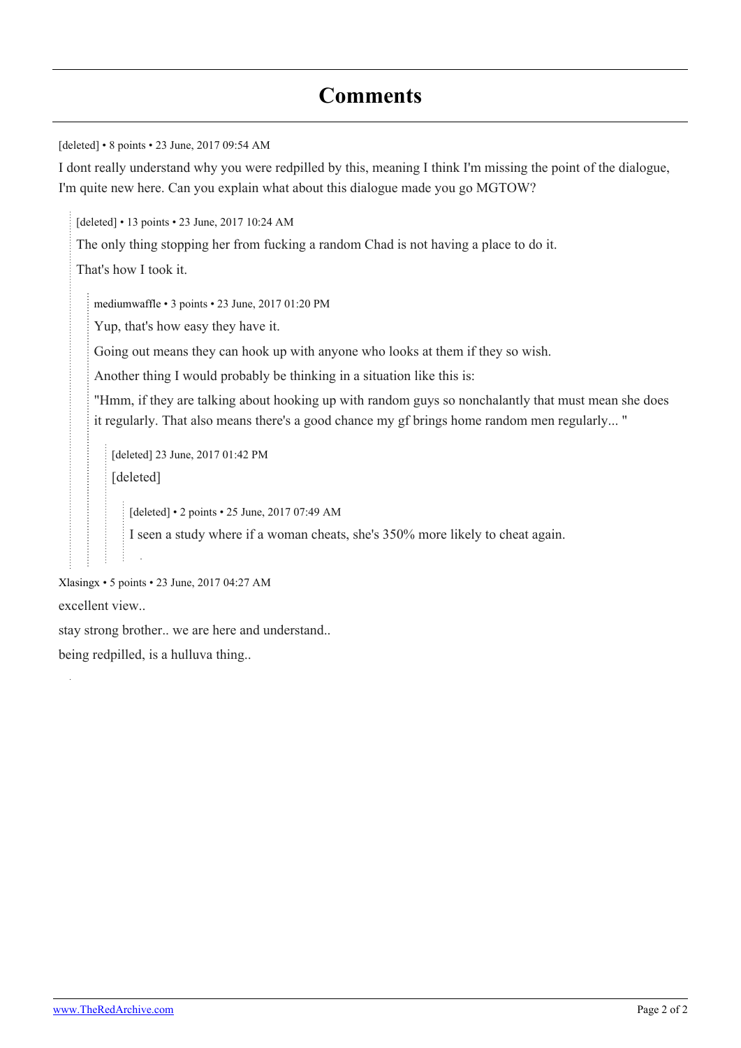# Comments

[deleted] • 8 points • 23 June, 2017 09:54 AM

I dont really understand why you were redpilled by this, meaning I think I'm missing the point of the dialogue, I'm quite new here. Can you explain what about this dialogue made you go MGTOW?

> [deleted] • 13 points • 23 June, 2017 10:24 AM
>
> The only thing stopping her from fucking a random Chad is not having a place to do it.
>
> That's how I took it.
>
> > mediumwaffle • 3 points • 23 June, 2017 01:20 PM
> >
> > Yup, that's how easy they have it.
> >
> > Going out means they can hook up with anyone who looks at them if they so wish.
> >
> > Another thing I would probably be thinking in a situation like this is:
> >
> > "Hmm, if they are talking about hooking up with random guys so nonchalantly that must mean she does it regularly. That also means there's a good chance my gf brings home random men regularly... "
> >
> > > [deleted] 23 June, 2017 01:42 PM
> > >
> > > [deleted]
> > >
> > > > [deleted] • 2 points • 25 June, 2017 07:49 AM
> > > >
> > > > I seen a study where if a woman cheats, she's 350% more likely to cheat again.

Xlasingx • 5 points • 23 June, 2017 04:27 AM

excellent view..

stay strong brother.. we are here and understand..

being redpilled, is a hulluva thing..